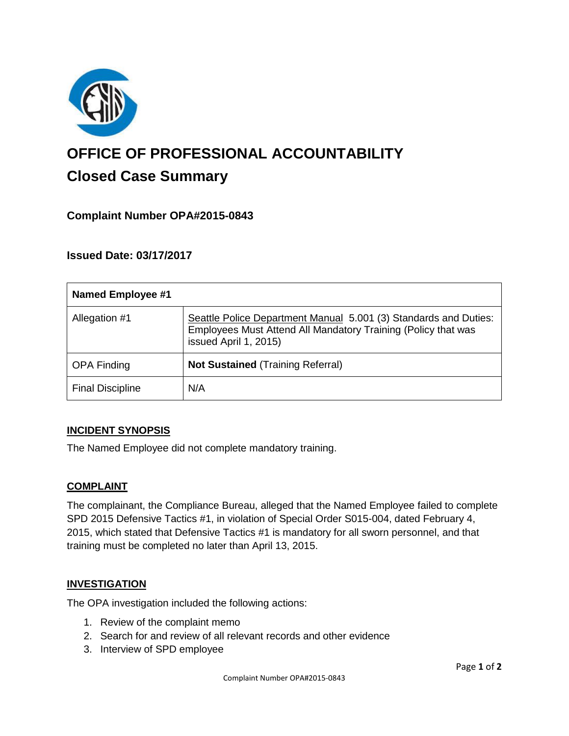# OFFICE OF PROFESSIONAL ACCOUNTABILITY

## Closed Case Summary

### Complaint Number OPA#2015-0843

### Issued Date: 03/17/2017

| Named Employee #1 | |
|---|---|
| Allegation #1 | Seattle Police Department Manual 5.001 (3) Standards and Duties: Employees Must Attend All Mandatory Training (Policy that was issued April 1, 2015) |
| OPA Finding | **Not Sustained** (Training Referral) |
| Final Discipline | N/A |

**INCIDENT SYNOPSIS**

The Named Employee did not complete mandatory training.

**COMPLAINT**

The complainant, the Compliance Bureau, alleged that the Named Employee failed to complete SPD 2015 Defensive Tactics #1, in violation of Special Order S015-004, dated February 4, 2015, which stated that Defensive Tactics #1 is mandatory for all sworn personnel, and that training must be completed no later than April 13, 2015.

**INVESTIGATION**

The OPA investigation included the following actions:

1. Review of the complaint memo
2. Search for and review of all relevant records and other evidence
3. Interview of SPD employee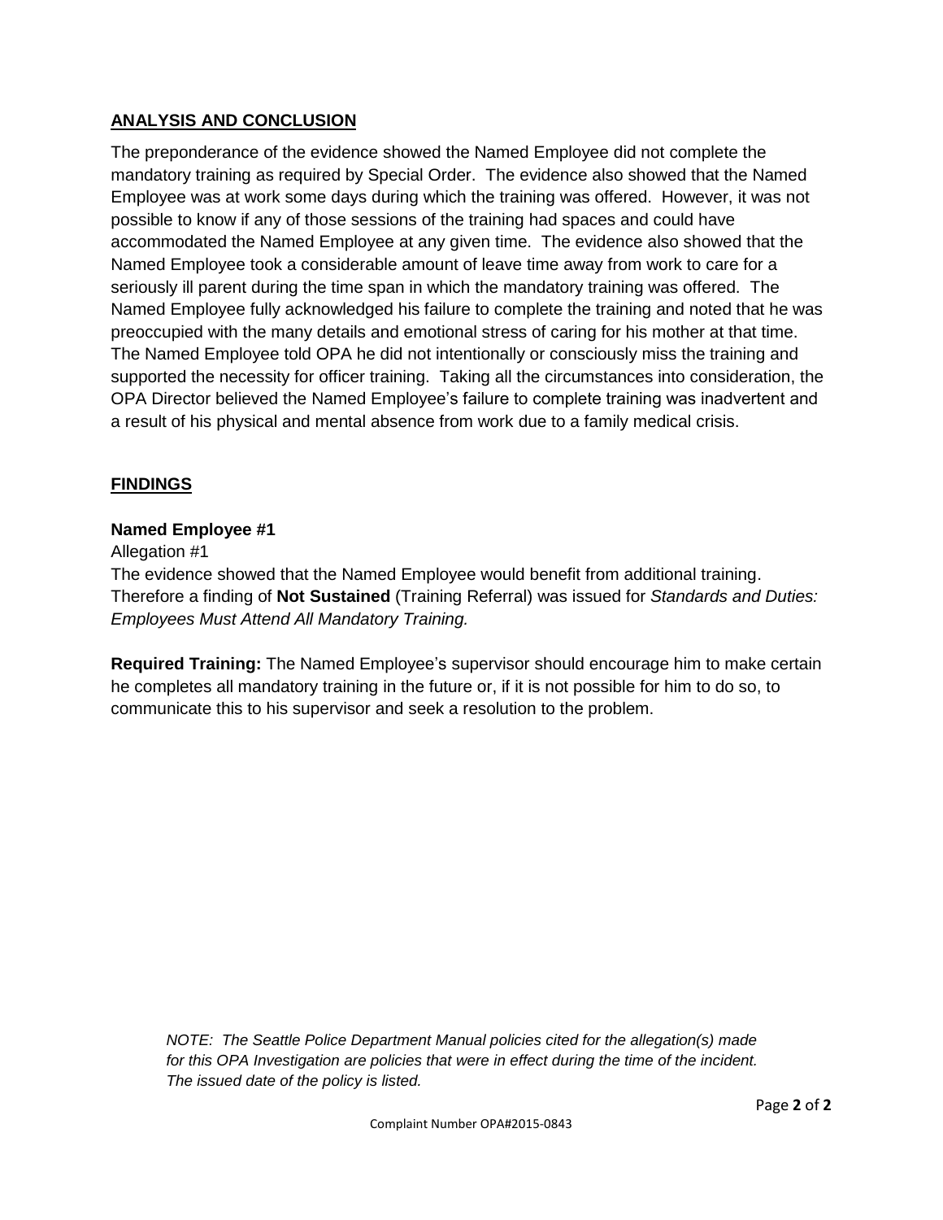## ANALYSIS AND CONCLUSION

The preponderance of the evidence showed the Named Employee did not complete the mandatory training as required by Special Order. The evidence also showed that the Named Employee was at work some days during which the training was offered. However, it was not possible to know if any of those sessions of the training had spaces and could have accommodated the Named Employee at any given time. The evidence also showed that the Named Employee took a considerable amount of leave time away from work to care for a seriously ill parent during the time span in which the mandatory training was offered. The Named Employee fully acknowledged his failure to complete the training and noted that he was preoccupied with the many details and emotional stress of caring for his mother at that time. The Named Employee told OPA he did not intentionally or consciously miss the training and supported the necessity for officer training. Taking all the circumstances into consideration, the OPA Director believed the Named Employee's failure to complete training was inadvertent and a result of his physical and mental absence from work due to a family medical crisis.

## FINDINGS

**Named Employee #1**

Allegation #1

The evidence showed that the Named Employee would benefit from additional training. Therefore a finding of **Not Sustained** (Training Referral) was issued for *Standards and Duties: Employees Must Attend All Mandatory Training.*

**Required Training:** The Named Employee's supervisor should encourage him to make certain he completes all mandatory training in the future or, if it is not possible for him to do so, to communicate this to his supervisor and seek a resolution to the problem.

*NOTE: The Seattle Police Department Manual policies cited for the allegation(s) made for this OPA Investigation are policies that were in effect during the time of the incident. The issued date of the policy is listed.*

Complaint Number OPA#2015-0843